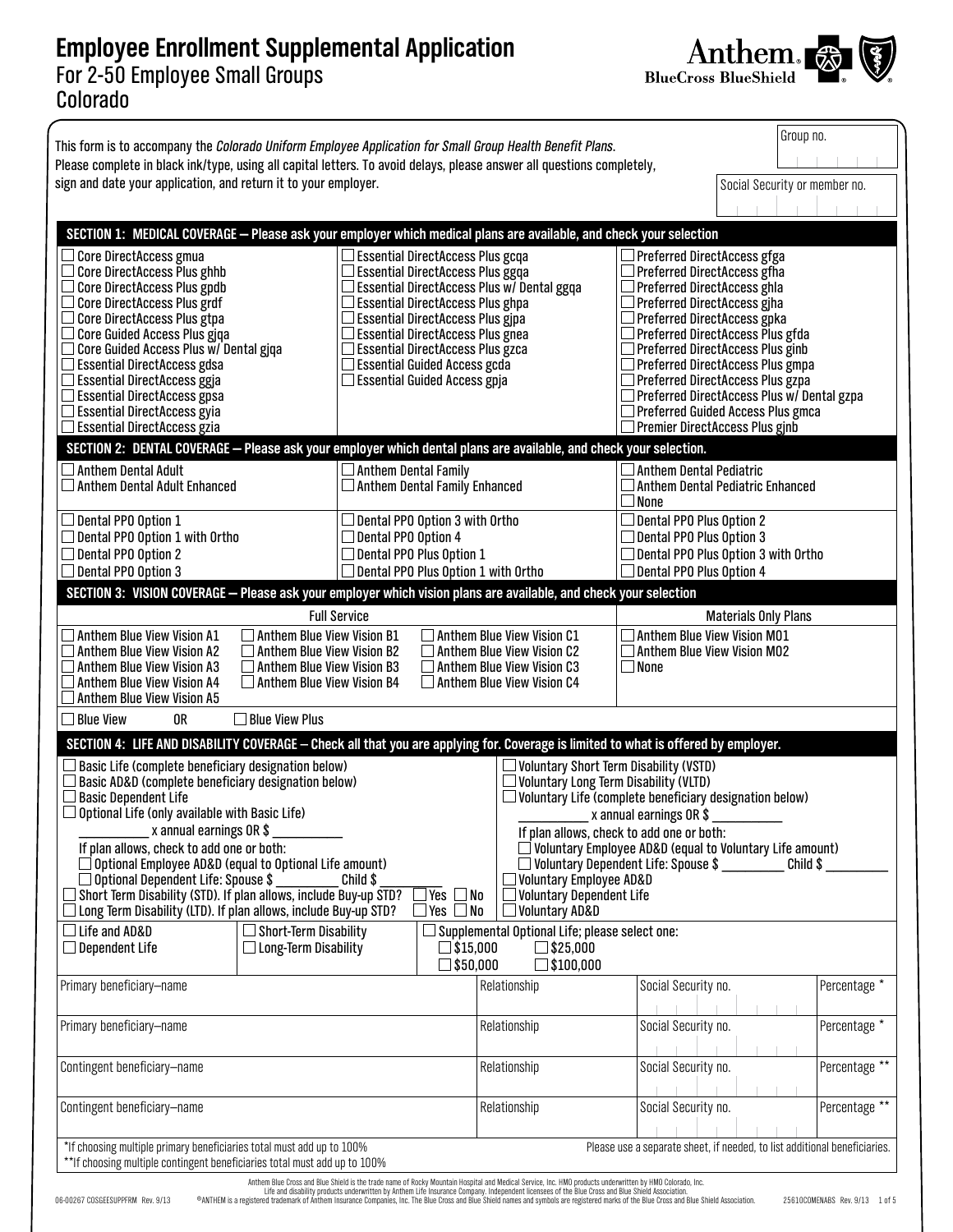# Employee Enrollment Supplemental Application

## For 2-50 Employee Small Groups

## Colorado

Anthem BlueCross BlueShield

This form is to accompany the *Colorado Uniform Employee Application for Small Group Health Benefit Plans*. Please complete in black ink/type, using all capital letters. To avoid delays, please answer all questions completely, sign and date your application, and return it to your employer.

Group no.

Social Security or member no.

### SECTION 1: MEDICAL COVERAGE — Please ask your employer which medical plans are available, and check your selection

| | | |
|---|---|---|
| ☐ Core DirectAccess gmua | ☐ Essential DirectAccess Plus gcqa | ☐ Preferred DirectAccess gfga |
| ☐ Core DirectAccess Plus ghhb | ☐ Essential DirectAccess Plus ggqa | ☐ Preferred DirectAccess gfha |
| ☐ Core DirectAccess Plus gpdb | ☐ Essential DirectAccess Plus w/ Dental ggqa | ☐ Preferred DirectAccess ghla |
| ☐ Core DirectAccess Plus grdf | ☐ Essential DirectAccess Plus ghpa | ☐ Preferred DirectAccess gjha |
| ☐ Core DirectAccess Plus gtpa | ☐ Essential DirectAccess Plus gjpa | ☐ Preferred DirectAccess gpka |
| ☐ Core Guided Access Plus gjqa | ☐ Essential DirectAccess Plus gnea | ☐ Preferred DirectAccess Plus gfda |
| ☐ Core Guided Access Plus w/ Dental gjqa | ☐ Essential DirectAccess Plus gzca | ☐ Preferred DirectAccess Plus ginb |
| ☐ Essential DirectAccess gdsa | ☐ Essential Guided Access gcda | ☐ Preferred DirectAccess Plus gmpa |
| ☐ Essential DirectAccess ggja | ☐ Essential Guided Access gpja | ☐ Preferred DirectAccess Plus gzpa |
| ☐ Essential DirectAccess gpsa | | ☐ Preferred DirectAccess Plus w/ Dental gzpa |
| ☐ Essential DirectAccess gyia | | ☐ Preferred Guided Access Plus gmca |
| ☐ Essential DirectAccess gzia | | ☐ Premier DirectAccess Plus gjnb |

### SECTION 2: DENTAL COVERAGE — Please ask your employer which dental plans are available, and check your selection.

| | | |
|---|---|---|
| ☐ Anthem Dental Adult | ☐ Anthem Dental Family | ☐ Anthem Dental Pediatric |
| ☐ Anthem Dental Adult Enhanced | ☐ Anthem Dental Family Enhanced | ☐ Anthem Dental Pediatric Enhanced |
| | | ☐ None |
| ☐ Dental PPO Option 1 | ☐ Dental PPO Option 3 with Ortho | ☐ Dental PPO Plus Option 2 |
| ☐ Dental PPO Option 1 with Ortho | ☐ Dental PPO Option 4 | ☐ Dental PPO Plus Option 3 |
| ☐ Dental PPO Option 2 | ☐ Dental PPO Plus Option 1 | ☐ Dental PPO Plus Option 3 with Ortho |
| ☐ Dental PPO Option 3 | ☐ Dental PPO Plus Option 1 with Ortho | ☐ Dental PPO Plus Option 4 |

### SECTION 3: VISION COVERAGE — Please ask your employer which vision plans are available, and check your selection

| Full Service | | | Materials Only Plans |
|---|---|---|---|
| ☐ Anthem Blue View Vision A1 | ☐ Anthem Blue View Vision B1 | ☐ Anthem Blue View Vision C1 | ☐ Anthem Blue View Vision M01 |
| ☐ Anthem Blue View Vision A2 | ☐ Anthem Blue View Vision B2 | ☐ Anthem Blue View Vision C2 | ☐ Anthem Blue View Vision M02 |
| ☐ Anthem Blue View Vision A3 | ☐ Anthem Blue View Vision B3 | ☐ Anthem Blue View Vision C3 | ☐ None |
| ☐ Anthem Blue View Vision A4 | ☐ Anthem Blue View Vision B4 | ☐ Anthem Blue View Vision C4 | |
| ☐ Anthem Blue View Vision A5 | | | |

☐ Blue View OR ☐ Blue View Plus

### SECTION 4: LIFE AND DISABILITY COVERAGE – Check all that you are applying for. Coverage is limited to what is offered by employer.

☐ Basic Life (complete beneficiary designation below)
☐ Basic AD&D (complete beneficiary designation below)
☐ Basic Dependent Life
☐ Optional Life (only available with Basic Life)
_________ x annual earnings OR $ _________
If plan allows, check to add one or both:
☐ Optional Employee AD&D (equal to Optional Life amount)
☐ Optional Dependent Life: Spouse $ _________ Child $ _________
☐ Short Term Disability (STD). If plan allows, include Buy-up STD? ☐ Yes ☐ No
☐ Long Term Disability (LTD). If plan allows, include Buy-up STD? ☐ Yes ☐ No

☐ Voluntary Short Term Disability (VSTD)
☐ Voluntary Long Term Disability (VLTD)
☐ Voluntary Life (complete beneficiary designation below)
_________ x annual earnings OR $ _________
If plan allows, check to add one or both:
☐ Voluntary Employee AD&D (equal to Voluntary Life amount)
☐ Voluntary Dependent Life: Spouse $ _________ Child $ _________
☐ Voluntary Employee AD&D
☐ Voluntary Dependent Life
☐ Voluntary AD&D

| | | |
|---|---|---|
| ☐ Life and AD&D | ☐ Short-Term Disability | ☐ Supplemental Optional Life; please select one: |
| ☐ Dependent Life | ☐ Long-Term Disability | ☐ $15,000 ☐ $25,000 ☐ $50,000 ☐ $100,000 |

| Primary beneficiary–name | Relationship | Social Security no. | Percentage * |
|---|---|---|---|
| Primary beneficiary–name | Relationship | Social Security no. | Percentage * |
| Contingent beneficiary–name | Relationship | Social Security no. | Percentage ** |
| Contingent beneficiary–name | Relationship | Social Security no. | Percentage ** |

*If choosing multiple primary beneficiaries total must add up to 100%
**If choosing multiple contingent beneficiaries total must add up to 100%

Please use a separate sheet, if needed, to list additional beneficiaries.

Anthem Blue Cross and Blue Shield is the trade name of Rocky Mountain Hospital and Medical Service, Inc. HMO products underwritten by HMO Colorado, Inc. Life and disability products underwritten by Anthem Life Insurance Company. Independent licensees of the Blue Cross and Blue Shield Association. ®ANTHEM is a registered trademark of Anthem Insurance Companies, Inc. The Blue Cross and Blue Shield names and symbols are registered marks of the Blue Cross and Blue Shield Association.

06-00267 COSGEESUPPFRM Rev. 9/13 25610COMENABS Rev. 9/13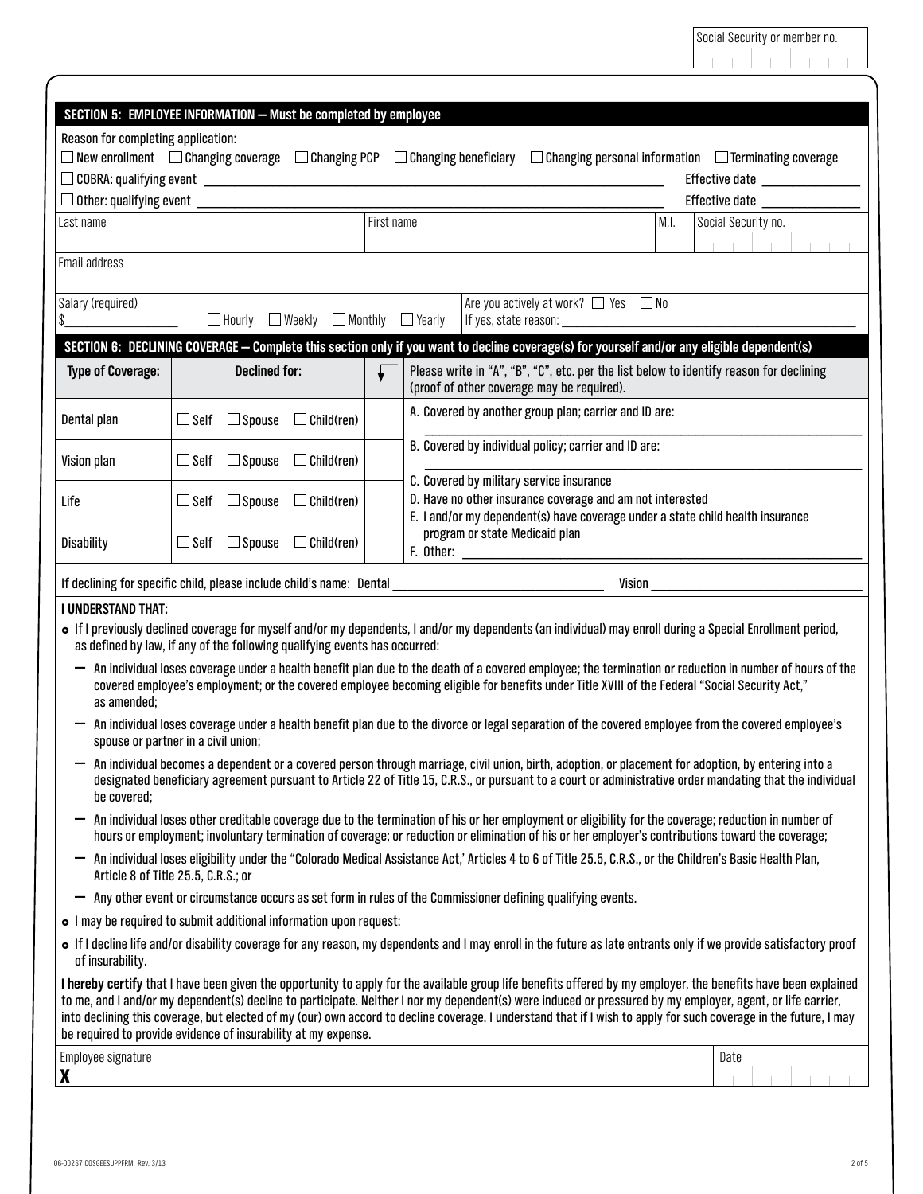Social Security or member no.

## SECTION 5: EMPLOYEE INFORMATION — Must be completed by employee

Reason for completing application:

☐ New enrollment ☐ Changing coverage ☐ Changing PCP ☐ Changing beneficiary ☐ Changing personal information ☐ Terminating coverage

☐ COBRA: qualifying event ______________________ Effective date ______________

☐ Other: qualifying event ______________________ Effective date ______________

| Last name | First name | M.I. | Social Security no. |
| --- | --- | --- | --- |
| | | | |

Email address

Salary (required) $__________ ☐ Hourly ☐ Weekly ☐ Monthly ☐ Yearly

Are you actively at work? ☐ Yes ☐ No If yes, state reason: ______________________

## SECTION 6: DECLINING COVERAGE — Complete this section only if you want to decline coverage(s) for yourself and/or any eligible dependent(s)

| Type of Coverage: | Declined for: | ↓ | Please write in "A", "B", "C", etc. per the list below to identify reason for declining (proof of other coverage may be required). |
| --- | --- | --- | --- |
| Dental plan | ☐ Self ☐ Spouse ☐ Child(ren) | | A. Covered by another group plan; carrier and ID are: ______________________ |
| Vision plan | ☐ Self ☐ Spouse ☐ Child(ren) | | B. Covered by individual policy; carrier and ID are: ______________________ |
| Life | ☐ Self ☐ Spouse ☐ Child(ren) | | C. Covered by military service insurance<br>D. Have no other insurance coverage and am not interested |
| Disability | ☐ Self ☐ Spouse ☐ Child(ren) | | E. I and/or my dependent(s) have coverage under a state child health insurance program or state Medicaid plan<br>F. Other: ______________________ |

If declining for specific child, please include child's name: Dental ______________________ Vision ______________________

**I UNDERSTAND THAT:**

- If I previously declined coverage for myself and/or my dependents, I and/or my dependents (an individual) may enroll during a Special Enrollment period, as defined by law, if any of the following qualifying events has occurred:
  - An individual loses coverage under a health benefit plan due to the death of a covered employee; the termination or reduction in number of hours of the covered employee's employment; or the covered employee becoming eligible for benefits under Title XVIII of the Federal "Social Security Act," as amended;
  - An individual loses coverage under a health benefit plan due to the divorce or legal separation of the covered employee from the covered employee's spouse or partner in a civil union;
  - An individual becomes a dependent or a covered person through marriage, civil union, birth, adoption, or placement for adoption, by entering into a designated beneficiary agreement pursuant to Article 22 of Title 15, C.R.S., or pursuant to a court or administrative order mandating that the individual be covered;
  - An individual loses other creditable coverage due to the termination of his or her employment or eligibility for the coverage; reduction in number of hours or employment; involuntary termination of coverage; or reduction or elimination of his or her employer's contributions toward the coverage;
  - An individual loses eligibility under the "Colorado Medical Assistance Act,' Articles 4 to 6 of Title 25.5, C.R.S., or the Children's Basic Health Plan, Article 8 of Title 25.5, C.R.S.; or
  - Any other event or circumstance occurs as set form in rules of the Commissioner defining qualifying events.
- I may be required to submit additional information upon request:
- If I decline life and/or disability coverage for any reason, my dependents and I may enroll in the future as late entrants only if we provide satisfactory proof of insurability.

**I hereby certify** that I have been given the opportunity to apply for the available group life benefits offered by my employer, the benefits have been explained to me, and I and/or my dependent(s) decline to participate. Neither I nor my dependent(s) were induced or pressured by my employer, agent, or life carrier, into declining this coverage, but elected of my (our) own accord to decline coverage. I understand that if I wish to apply for such coverage in the future, I may be required to provide evidence of insurability at my expense.

| Employee signature | Date |
| --- | --- |
| **X** | |

06-00267 COSGEESUPPFRM Rev. 3/13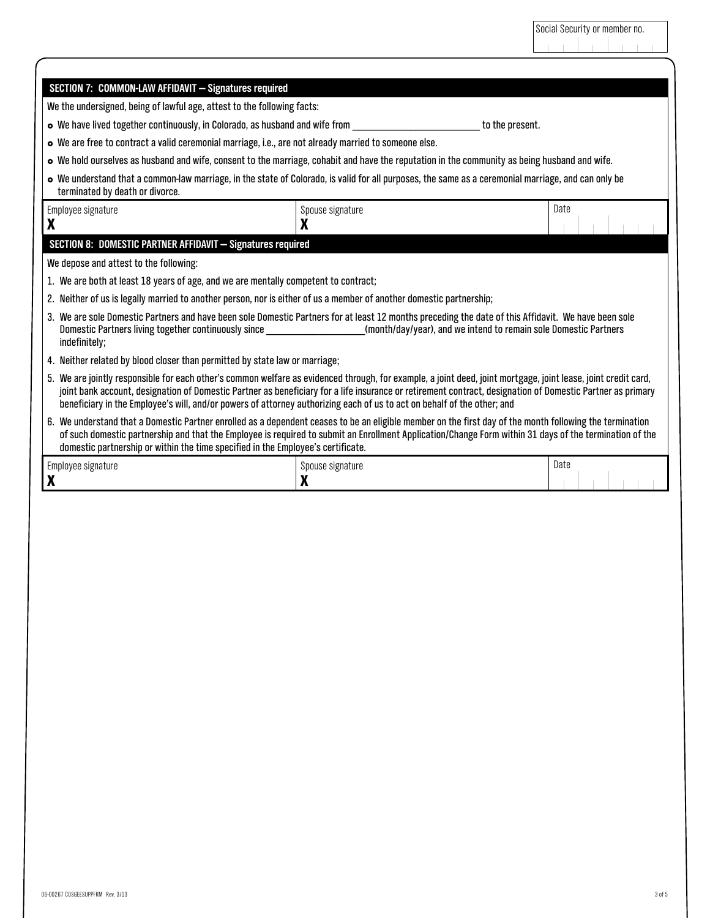Social Security or member no.

## SECTION 7: COMMON-LAW AFFIDAVIT — Signatures required

We the undersigned, being of lawful age, attest to the following facts:

- We have lived together continuously, in Colorado, as husband and wife from ________________________ to the present.
- We are free to contract a valid ceremonial marriage, i.e., are not already married to someone else.
- We hold ourselves as husband and wife, consent to the marriage, cohabit and have the reputation in the community as being husband and wife.
- We understand that a common-law marriage, in the state of Colorado, is valid for all purposes, the same as a ceremonial marriage, and can only be terminated by death or divorce.

| Employee signature | Spouse signature | Date |
|---|---|---|
| **X** | **X** | |

## SECTION 8: DOMESTIC PARTNER AFFIDAVIT — Signatures required

We depose and attest to the following:

1. We are both at least 18 years of age, and we are mentally competent to contract;
2. Neither of us is legally married to another person, nor is either of us a member of another domestic partnership;
3. We are sole Domestic Partners and have been sole Domestic Partners for at least 12 months preceding the date of this Affidavit. We have been sole Domestic Partners living together continuously since ____________________(month/day/year), and we intend to remain sole Domestic Partners indefinitely;
4. Neither related by blood closer than permitted by state law or marriage;
5. We are jointly responsible for each other's common welfare as evidenced through, for example, a joint deed, joint mortgage, joint lease, joint credit card, joint bank account, designation of Domestic Partner as beneficiary for a life insurance or retirement contract, designation of Domestic Partner as primary beneficiary in the Employee's will, and/or powers of attorney authorizing each of us to act on behalf of the other; and
6. We understand that a Domestic Partner enrolled as a dependent ceases to be an eligible member on the first day of the month following the termination of such domestic partnership and that the Employee is required to submit an Enrollment Application/Change Form within 31 days of the termination of the domestic partnership or within the time specified in the Employee's certificate.

| Employee signature | Spouse signature | Date |
|---|---|---|
| **X** | **X** | |

06-00267 COSGEESUPPFRM Rev. 3/13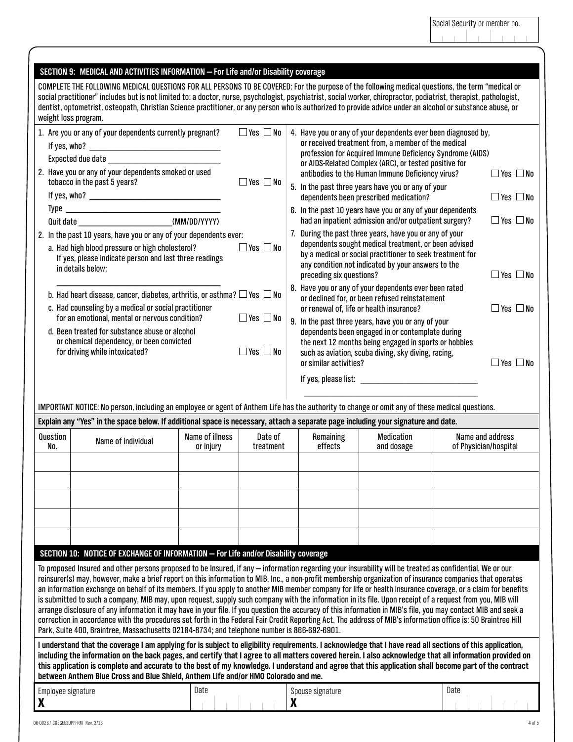Social Security or member no.

## SECTION 9: MEDICAL AND ACTIVITIES INFORMATION — For Life and/or Disability coverage

COMPLETE THE FOLLOWING MEDICAL QUESTIONS FOR ALL PERSONS TO BE COVERED: For the purpose of the following medical questions, the term "medical or social practitioner" includes but is not limited to: a doctor, nurse, psychologist, psychiatrist, social worker, chiropractor, podiatrist, therapist, pathologist, dentist, optometrist, osteopath, Christian Science practitioner, or any person who is authorized to provide advice under an alcohol or substance abuse, or weight loss program.

1. Are you or any of your dependents currently pregnant? ☐ Yes ☐ No
   If yes, who? ______________________
   Expected due date ______________________
2. Have you or any of your dependents smoked or used tobacco in the past 5 years? ☐ Yes ☐ No
   If yes, who? ______________________
   Type ______________________
   Quit date ______________________ (MM/DD/YYYY)
2. In the past 10 years, have you or any of your dependents ever:
   a. Had high blood pressure or high cholesterol? ☐ Yes ☐ No
      If yes, please indicate person and last three readings in details below:
      ______________________
   b. Had heart disease, cancer, diabetes, arthritis, or asthma? ☐ Yes ☐ No
   c. Had counseling by a medical or social practitioner for an emotional, mental or nervous condition? ☐ Yes ☐ No
   d. Been treated for substance abuse or alcohol or chemical dependency, or been convicted for driving while intoxicated? ☐ Yes ☐ No
4. Have you or any of your dependents ever been diagnosed by, or received treatment from, a member of the medical profession for Acquired Immune Deficiency Syndrome (AIDS) or AIDS-Related Complex (ARC), or tested positive for antibodies to the Human Immune Deficiency virus? ☐ Yes ☐ No
5. In the past three years have you or any of your dependents been prescribed medication? ☐ Yes ☐ No
6. In the past 10 years have you or any of your dependents had an inpatient admission and/or outpatient surgery? ☐ Yes ☐ No
7. During the past three years, have you or any of your dependents sought medical treatment, or been advised by a medical or social practitioner to seek treatment for any condition not indicated by your answers to the preceding six questions? ☐ Yes ☐ No
8. Have you or any of your dependents ever been rated or declined for, or been refused reinstatement or renewal of, life or health insurance? ☐ Yes ☐ No
9. In the past three years, have you or any of your dependents been engaged in or contemplate during the next 12 months being engaged in sports or hobbies such as aviation, scuba diving, sky diving, racing, or similar activities? ☐ Yes ☐ No
   If yes, please list: ______________________
   ______________________

IMPORTANT NOTICE: No person, including an employee or agent of Anthem Life has the authority to change or omit any of these medical questions.

**Explain any "Yes" in the space below. If additional space is necessary, attach a separate page including your signature and date.**

| Question No. | Name of individual | Name of illness or injury | Date of treatment | Remaining effects | Medication and dosage | Name and address of Physician/hospital |
|---|---|---|---|---|---|---|
| | | | | | | |
| | | | | | | |
| | | | | | | |
| | | | | | | |
| | | | | | | |

## SECTION 10: NOTICE OF EXCHANGE OF INFORMATION — For Life and/or Disability coverage

To proposed Insured and other persons proposed to be Insured, if any — information regarding your insurability will be treated as confidential. We or our reinsurer(s) may, however, make a brief report on this information to MIB, Inc., a non-profit membership organization of insurance companies that operates an information exchange on behalf of its members. If you apply to another MIB member company for life or health insurance coverage, or a claim for benefits is submitted to such a company, MIB may, upon request, supply such company with the information in its file. Upon receipt of a request from you, MIB will arrange disclosure of any information it may have in your file. If you question the accuracy of this information in MIB's file, you may contact MIB and seek a correction in accordance with the procedures set forth in the Federal Fair Credit Reporting Act. The address of MIB's information office is: 50 Braintree Hill Park, Suite 400, Braintree, Massachusetts 02184-8734; and telephone number is 866-692-6901.

**I understand that the coverage I am applying for is subject to eligibility requirements. I acknowledge that I have read all sections of this application, including the information on the back pages, and certify that I agree to all matters covered herein. I also acknowledge that all information provided on this application is complete and accurate to the best of my knowledge. I understand and agree that this application shall become part of the contract between Anthem Blue Cross and Blue Shield, Anthem Life and/or HMO Colorado and me.**

| Employee signature | Date | Spouse signature | Date |
|---|---|---|---|
| **X** | | **X** | |

06-00267 COSGEESUPPFRM Rev. 3/13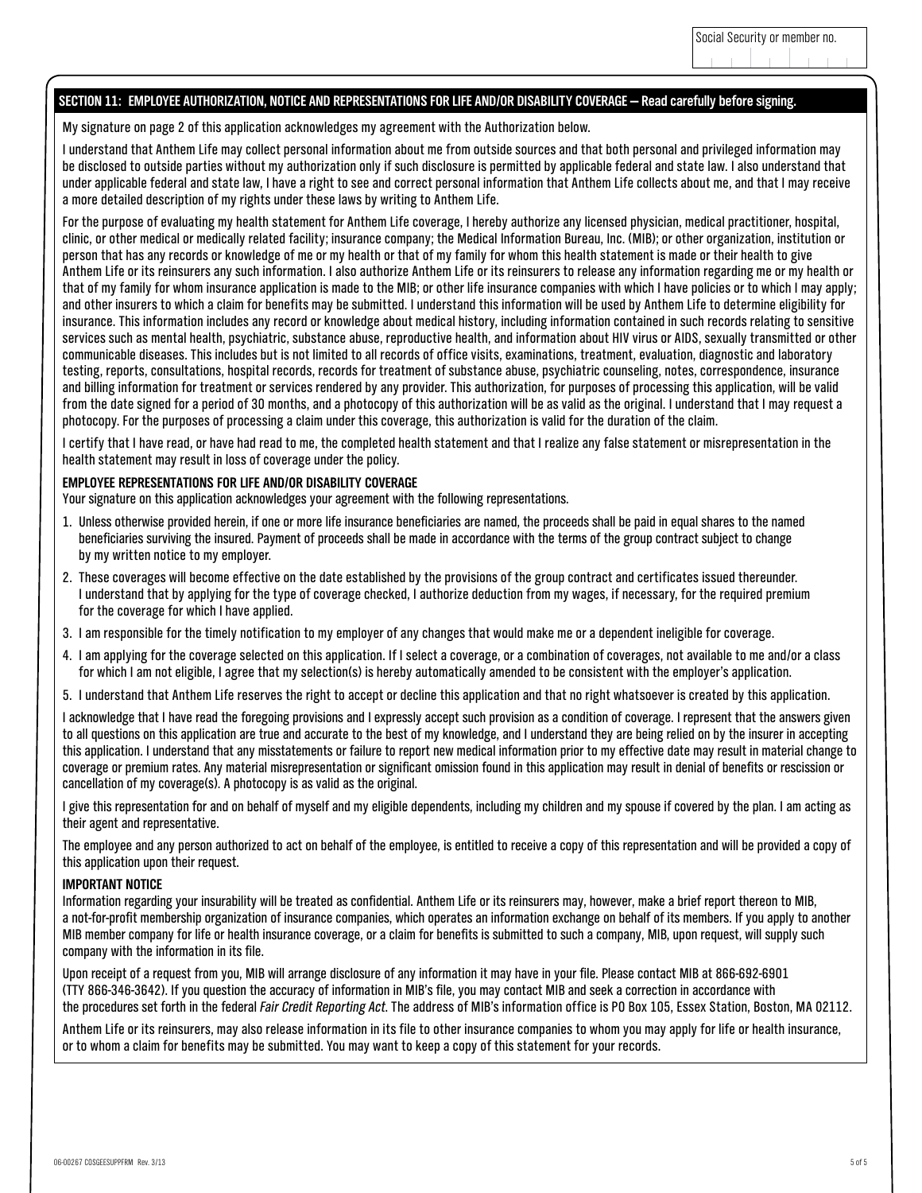Social Security or member no.

## SECTION 11: EMPLOYEE AUTHORIZATION, NOTICE AND REPRESENTATIONS FOR LIFE AND/OR DISABILITY COVERAGE — Read carefully before signing.

My signature on page 2 of this application acknowledges my agreement with the Authorization below.

I understand that Anthem Life may collect personal information about me from outside sources and that both personal and privileged information may be disclosed to outside parties without my authorization only if such disclosure is permitted by applicable federal and state law. I also understand that under applicable federal and state law, I have a right to see and correct personal information that Anthem Life collects about me, and that I may receive a more detailed description of my rights under these laws by writing to Anthem Life.

For the purpose of evaluating my health statement for Anthem Life coverage, I hereby authorize any licensed physician, medical practitioner, hospital, clinic, or other medical or medically related facility; insurance company; the Medical Information Bureau, Inc. (MIB); or other organization, institution or person that has any records or knowledge of me or my health or that of my family for whom this health statement is made or their health to give Anthem Life or its reinsurers any such information. I also authorize Anthem Life or its reinsurers to release any information regarding me or my health or that of my family for whom insurance application is made to the MIB; or other life insurance companies with which I have policies or to which I may apply; and other insurers to which a claim for benefits may be submitted. I understand this information will be used by Anthem Life to determine eligibility for insurance. This information includes any record or knowledge about medical history, including information contained in such records relating to sensitive services such as mental health, psychiatric, substance abuse, reproductive health, and information about HIV virus or AIDS, sexually transmitted or other communicable diseases. This includes but is not limited to all records of office visits, examinations, treatment, evaluation, diagnostic and laboratory testing, reports, consultations, hospital records, records for treatment of substance abuse, psychiatric counseling, notes, correspondence, insurance and billing information for treatment or services rendered by any provider. This authorization, for purposes of processing this application, will be valid from the date signed for a period of 30 months, and a photocopy of this authorization will be as valid as the original. I understand that I may request a photocopy. For the purposes of processing a claim under this coverage, this authorization is valid for the duration of the claim.

I certify that I have read, or have had read to me, the completed health statement and that I realize any false statement or misrepresentation in the health statement may result in loss of coverage under the policy.

**EMPLOYEE REPRESENTATIONS FOR LIFE AND/OR DISABILITY COVERAGE**

Your signature on this application acknowledges your agreement with the following representations.

1. Unless otherwise provided herein, if one or more life insurance beneficiaries are named, the proceeds shall be paid in equal shares to the named beneficiaries surviving the insured. Payment of proceeds shall be made in accordance with the terms of the group contract subject to change by my written notice to my employer.
2. These coverages will become effective on the date established by the provisions of the group contract and certificates issued thereunder. I understand that by applying for the type of coverage checked, I authorize deduction from my wages, if necessary, for the required premium for the coverage for which I have applied.
3. I am responsible for the timely notification to my employer of any changes that would make me or a dependent ineligible for coverage.
4. I am applying for the coverage selected on this application. If I select a coverage, or a combination of coverages, not available to me and/or a class for which I am not eligible, I agree that my selection(s) is hereby automatically amended to be consistent with the employer's application.
5. I understand that Anthem Life reserves the right to accept or decline this application and that no right whatsoever is created by this application.

I acknowledge that I have read the foregoing provisions and I expressly accept such provision as a condition of coverage. I represent that the answers given to all questions on this application are true and accurate to the best of my knowledge, and I understand they are being relied on by the insurer in accepting this application. I understand that any misstatements or failure to report new medical information prior to my effective date may result in material change to coverage or premium rates. Any material misrepresentation or significant omission found in this application may result in denial of benefits or rescission or cancellation of my coverage(s). A photocopy is as valid as the original.

I give this representation for and on behalf of myself and my eligible dependents, including my children and my spouse if covered by the plan. I am acting as their agent and representative.

The employee and any person authorized to act on behalf of the employee, is entitled to receive a copy of this representation and will be provided a copy of this application upon their request.

**IMPORTANT NOTICE**

Information regarding your insurability will be treated as confidential. Anthem Life or its reinsurers may, however, make a brief report thereon to MIB, a not-for-profit membership organization of insurance companies, which operates an information exchange on behalf of its members. If you apply to another MIB member company for life or health insurance coverage, or a claim for benefits is submitted to such a company, MIB, upon request, will supply such company with the information in its file.

Upon receipt of a request from you, MIB will arrange disclosure of any information it may have in your file. Please contact MIB at 866-692-6901 (TTY 866-346-3642). If you question the accuracy of information in MIB's file, you may contact MIB and seek a correction in accordance with the procedures set forth in the federal *Fair Credit Reporting Act*. The address of MIB's information office is PO Box 105, Essex Station, Boston, MA 02112.

Anthem Life or its reinsurers, may also release information in its file to other insurance companies to whom you may apply for life or health insurance, or to whom a claim for benefits may be submitted. You may want to keep a copy of this statement for your records.

06-00267 COSGEESUPPFRM Rev. 3/13